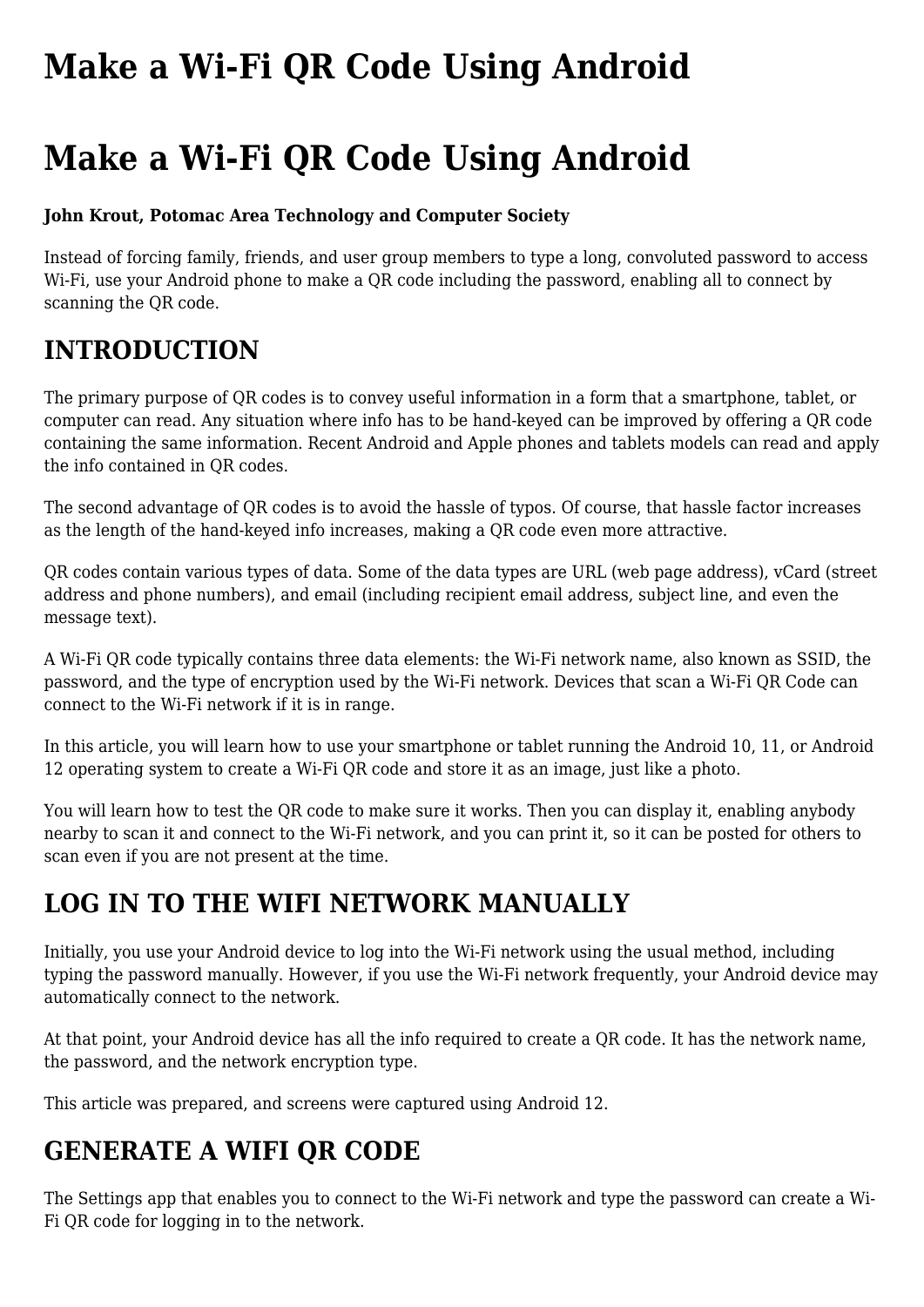# Make a Wi-Fi QR Code Using Android

# Make a Wi-Fi QR Code Using Android

**John Krout, Potomac Area Technology and Computer Society**

Instead of forcing family, friends, and user group members to type a long, convoluted password to access Wi-Fi, use your Android phone to make a QR code including the password, enabling all to connect by scanning the QR code.

## INTRODUCTION

The primary purpose of QR codes is to convey useful information in a form that a smartphone, tablet, or computer can read. Any situation where info has to be hand-keyed can be improved by offering a QR code containing the same information. Recent Android and Apple phones and tablets models can read and apply the info contained in QR codes.

The second advantage of QR codes is to avoid the hassle of typos. Of course, that hassle factor increases as the length of the hand-keyed info increases, making a QR code even more attractive.

QR codes contain various types of data. Some of the data types are URL (web page address), vCard (street address and phone numbers), and email (including recipient email address, subject line, and even the message text).

A Wi-Fi QR code typically contains three data elements: the Wi-Fi network name, also known as SSID, the password, and the type of encryption used by the Wi-Fi network. Devices that scan a Wi-Fi QR Code can connect to the Wi-Fi network if it is in range.

In this article, you will learn how to use your smartphone or tablet running the Android 10, 11, or Android 12 operating system to create a Wi-Fi QR code and store it as an image, just like a photo.

You will learn how to test the QR code to make sure it works. Then you can display it, enabling anybody nearby to scan it and connect to the Wi-Fi network, and you can print it, so it can be posted for others to scan even if you are not present at the time.

## LOG IN TO THE WIFI NETWORK MANUALLY

Initially, you use your Android device to log into the Wi-Fi network using the usual method, including typing the password manually. However, if you use the Wi-Fi network frequently, your Android device may automatically connect to the network.

At that point, your Android device has all the info required to create a QR code. It has the network name, the password, and the network encryption type.

This article was prepared, and screens were captured using Android 12.

## GENERATE A WIFI QR CODE

The Settings app that enables you to connect to the Wi-Fi network and type the password can create a Wi-Fi QR code for logging in to the network.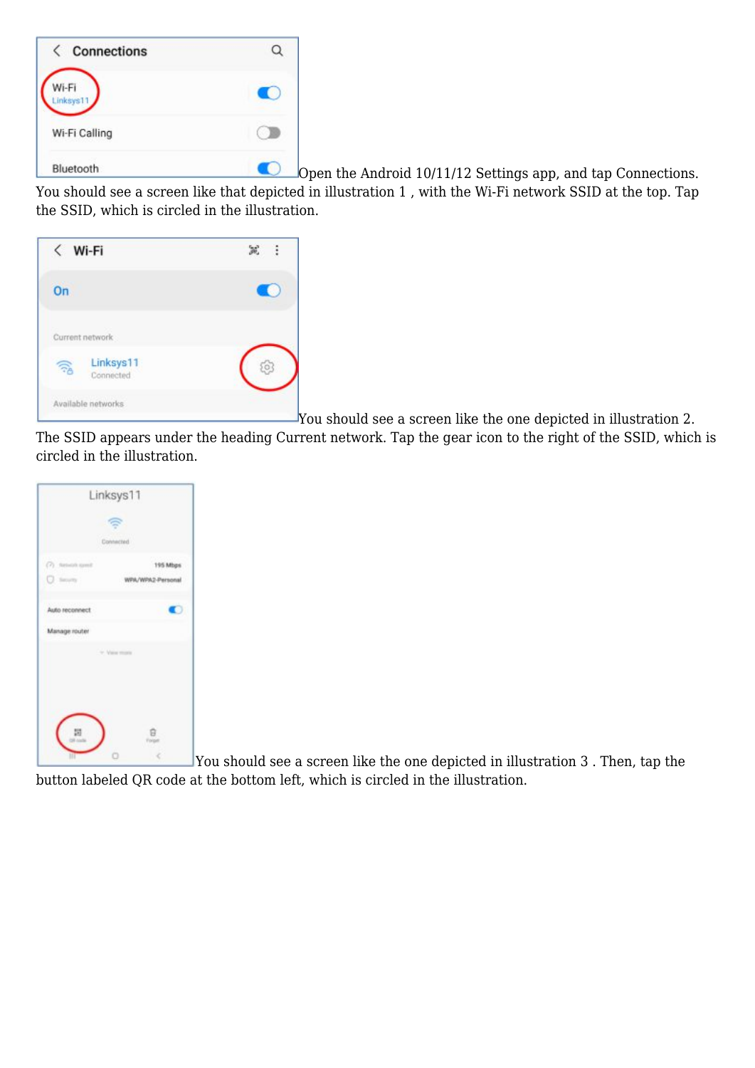Open the Android 10/11/12 Settings app, and tap Connections. You should see a screen like that depicted in illustration 1 , with the Wi-Fi network SSID at the top. Tap the SSID, which is circled in the illustration.

You should see a screen like the one depicted in illustration 2. The SSID appears under the heading Current network. Tap the gear icon to the right of the SSID, which is circled in the illustration.

You should see a screen like the one depicted in illustration 3 . Then, tap the button labeled QR code at the bottom left, which is circled in the illustration.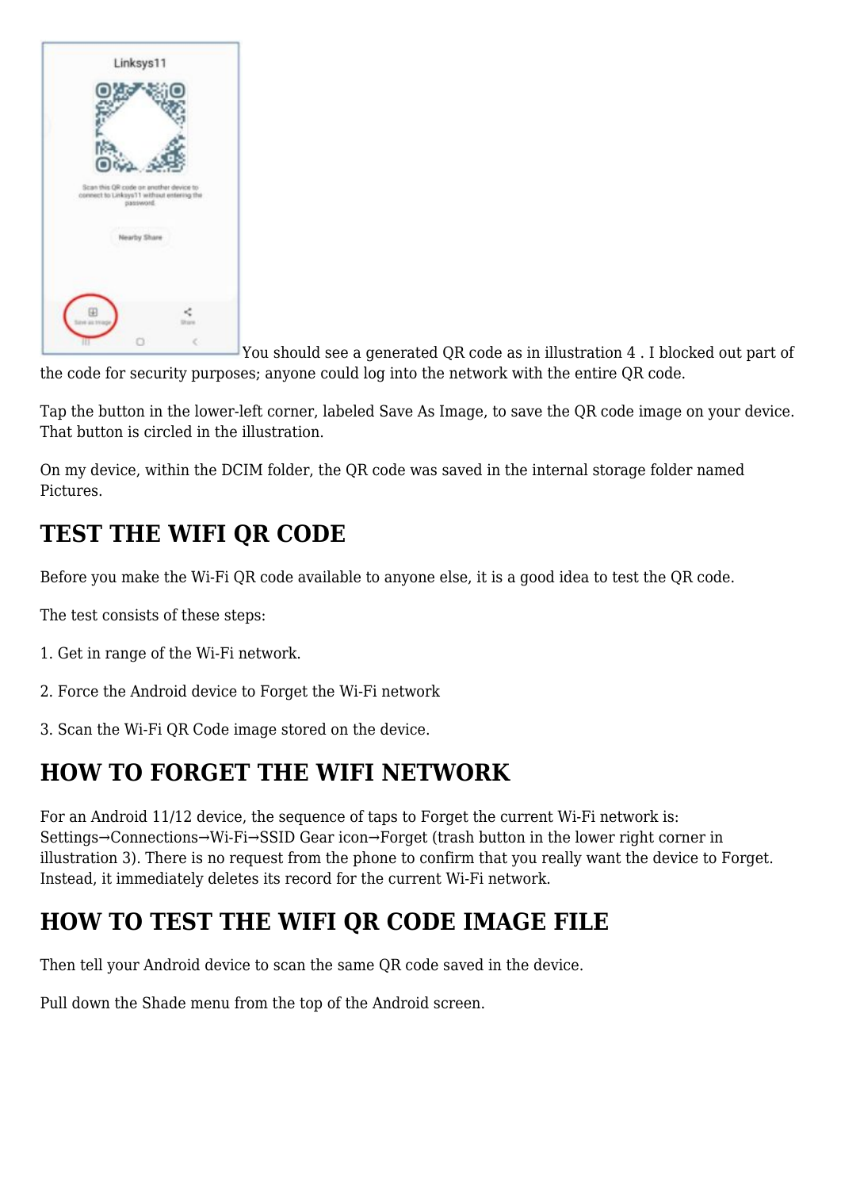You should see a generated QR code as in illustration 4 . I blocked out part of the code for security purposes; anyone could log into the network with the entire QR code.

Tap the button in the lower-left corner, labeled Save As Image, to save the QR code image on your device. That button is circled in the illustration.

On my device, within the DCIM folder, the QR code was saved in the internal storage folder named Pictures.

## TEST THE WIFI QR CODE

Before you make the Wi-Fi QR code available to anyone else, it is a good idea to test the QR code.

The test consists of these steps:

1. Get in range of the Wi-Fi network.

2. Force the Android device to Forget the Wi-Fi network

3. Scan the Wi-Fi QR Code image stored on the device.

## HOW TO FORGET THE WIFI NETWORK

For an Android 11/12 device, the sequence of taps to Forget the current Wi-Fi network is: Settings→Connections→Wi-Fi→SSID Gear icon→Forget (trash button in the lower right corner in illustration 3). There is no request from the phone to confirm that you really want the device to Forget. Instead, it immediately deletes its record for the current Wi-Fi network.

## HOW TO TEST THE WIFI QR CODE IMAGE FILE

Then tell your Android device to scan the same QR code saved in the device.

Pull down the Shade menu from the top of the Android screen.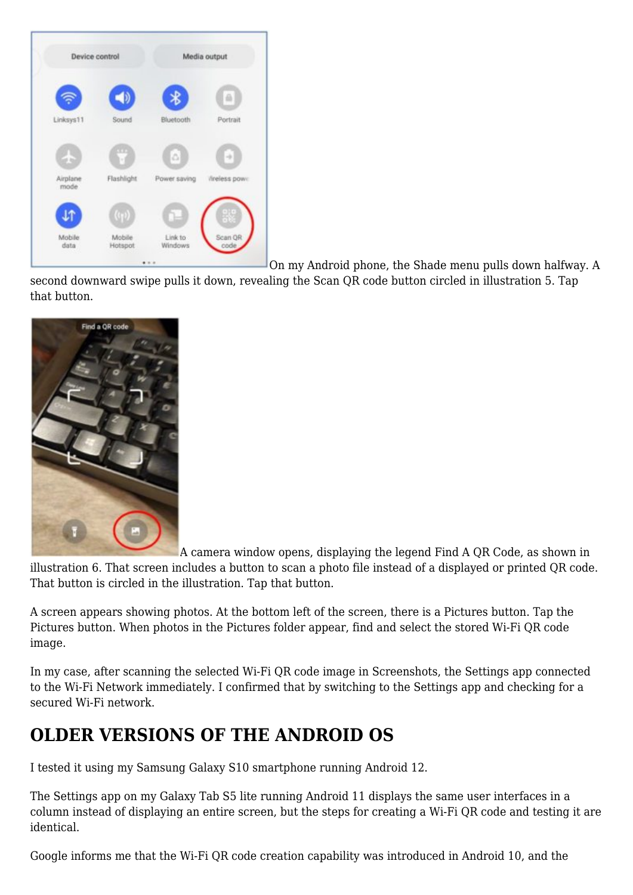On my Android phone, the Shade menu pulls down halfway. A second downward swipe pulls it down, revealing the Scan QR code button circled in illustration 5. Tap that button.

A camera window opens, displaying the legend Find A QR Code, as shown in illustration 6. That screen includes a button to scan a photo file instead of a displayed or printed QR code. That button is circled in the illustration. Tap that button.

A screen appears showing photos. At the bottom left of the screen, there is a Pictures button. Tap the Pictures button. When photos in the Pictures folder appear, find and select the stored Wi-Fi QR code image.

In my case, after scanning the selected Wi-Fi QR code image in Screenshots, the Settings app connected to the Wi-Fi Network immediately. I confirmed that by switching to the Settings app and checking for a secured Wi-Fi network.

## OLDER VERSIONS OF THE ANDROID OS

I tested it using my Samsung Galaxy S10 smartphone running Android 12.

The Settings app on my Galaxy Tab S5 lite running Android 11 displays the same user interfaces in a column instead of displaying an entire screen, but the steps for creating a Wi-Fi QR code and testing it are identical.

Google informs me that the Wi-Fi QR code creation capability was introduced in Android 10, and the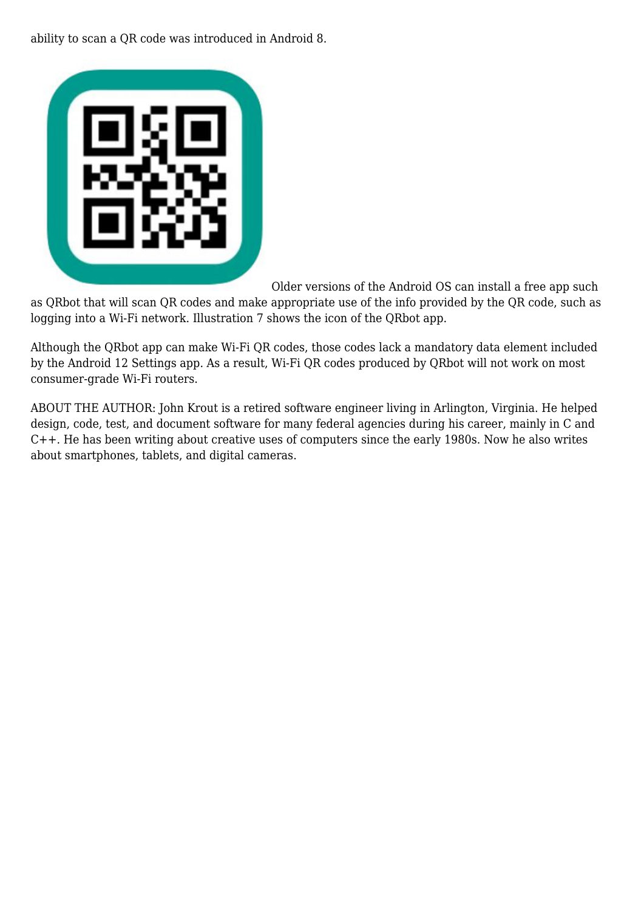ability to scan a QR code was introduced in Android 8.

Older versions of the Android OS can install a free app such as QRbot that will scan QR codes and make appropriate use of the info provided by the QR code, such as logging into a Wi-Fi network. Illustration 7 shows the icon of the QRbot app.

Although the QRbot app can make Wi-Fi QR codes, those codes lack a mandatory data element included by the Android 12 Settings app. As a result, Wi-Fi QR codes produced by QRbot will not work on most consumer-grade Wi-Fi routers.

ABOUT THE AUTHOR: John Krout is a retired software engineer living in Arlington, Virginia. He helped design, code, test, and document software for many federal agencies during his career, mainly in C and C++. He has been writing about creative uses of computers since the early 1980s. Now he also writes about smartphones, tablets, and digital cameras.